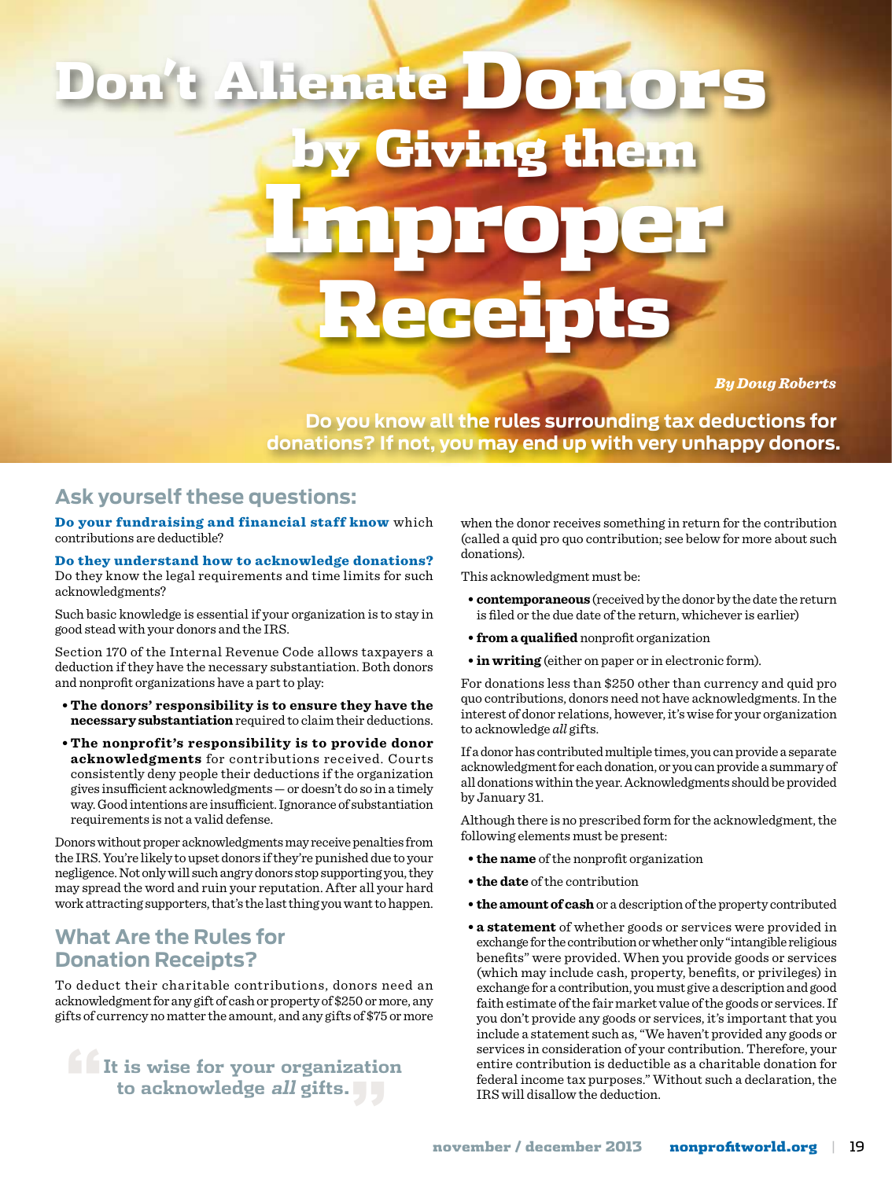# Don't Alienate Donors by Giving them Improper Receipts

*By Doug Roberts*

**Do you know all the rules surrounding tax deductions for donations? If not, you may end up with very unhappy donors.**

## Ask yourself these questions:

**Do your fundraising and financial staff know** which contributions are deductible?

**Do they understand how to acknowledge donations?** Do they know the legal requirements and time limits for such acknowledgments?

Such basic knowledge is essential if your organization is to stay in good stead with your donors and the IRS.

Section 170 of the Internal Revenue Code allows taxpayers a deduction if they have the necessary substantiation. Both donors and nonprofit organizations have a part to play:

- **The donors' responsibility is to ensure they have the necessary substantiation** required to claim their deductions.
- **The nonprofit's responsibility is to provide donor acknowledgments** for contributions received. Courts consistently deny people their deductions if the organization gives insufficient acknowledgments — or doesn't do so in a timely way. Good intentions are insufficient. Ignorance of substantiation requirements is not a valid defense.

Donors without proper acknowledgments may receive penalties from the IRS. You're likely to upset donors if they're punished due to your negligence. Not only will such angry donors stop supporting you, they may spread the word and ruin your reputation. After all your hard work attracting supporters, that's the last thing you want to happen.

## What Are the Rules for Donation Receipts?

To deduct their charitable contributions, donors need an acknowledgment for any gift of cash or property of $250 or more, any gifts of currency no matter the amount, and any gifts of $75 or more when the donor receives something in return for the contribution (called a quid pro quo contribution; see below for more about such donations).

> It is wise for your organization to acknowledge *all* gifts.

This acknowledgment must be:

- **contemporaneous** (received by the donor by the date the return is filed or the due date of the return, whichever is earlier)
- **from a qualified** nonprofit organization
- **in writing** (either on paper or in electronic form).

For donations less than $250 other than currency and quid pro quo contributions, donors need not have acknowledgments. In the interest of donor relations, however, it's wise for your organization to acknowledge *all* gifts.

If a donor has contributed multiple times, you can provide a separate acknowledgment for each donation, or you can provide a summary of all donations within the year. Acknowledgments should be provided by January 31.

Although there is no prescribed form for the acknowledgment, the following elements must be present:

- **the name** of the nonprofit organization
- **the date** of the contribution
- **the amount of cash** or a description of the property contributed
- **a statement** of whether goods or services were provided in exchange for the contribution or whether only "intangible religious benefits" were provided. When you provide goods or services (which may include cash, property, benefits, or privileges) in exchange for a contribution, you must give a description and good faith estimate of the fair market value of the goods or services. If you don't provide any goods or services, it's important that you include a statement such as, "We haven't provided any goods or services in consideration of your contribution. Therefore, your entire contribution is deductible as a charitable donation for federal income tax purposes." Without such a declaration, the IRS will disallow the deduction.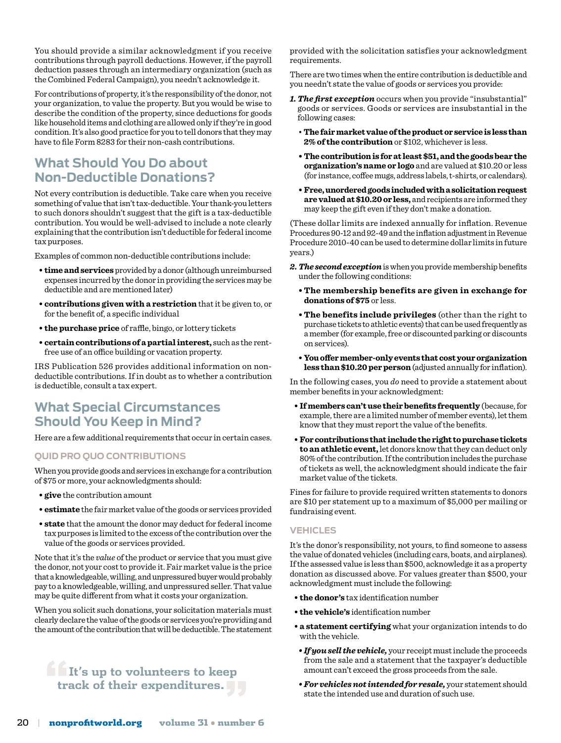You should provide a similar acknowledgment if you receive contributions through payroll deductions. However, if the payroll deduction passes through an intermediary organization (such as the Combined Federal Campaign), you needn't acknowledge it.

For contributions of property, it's the responsibility of the donor, not your organization, to value the property. But you would be wise to describe the condition of the property, since deductions for goods like household items and clothing are allowed only if they're in good condition. It's also good practice for you to tell donors that they may have to file Form 8283 for their non-cash contributions.

## What Should You Do about Non-Deductible Donations?

Not every contribution is deductible. Take care when you receive something of value that isn't tax-deductible. Your thank-you letters to such donors shouldn't suggest that the gift is a tax-deductible contribution. You would be well-advised to include a note clearly explaining that the contribution isn't deductible for federal income tax purposes.

Examples of common non-deductible contributions include:

- **time and services** provided by a donor (although unreimbursed expenses incurred by the donor in providing the services may be deductible and are mentioned later)
- **contributions given with a restriction** that it be given to, or for the benefit of, a specific individual
- **the purchase price** of raffle, bingo, or lottery tickets
- **certain contributions of a partial interest,** such as the rent-free use of an office building or vacation property.

IRS Publication 526 provides additional information on non-deductible contributions. If in doubt as to whether a contribution is deductible, consult a tax expert.

## What Special Circumstances Should You Keep in Mind?

Here are a few additional requirements that occur in certain cases.

### QUID PRO QUO CONTRIBUTIONS

When you provide goods and services in exchange for a contribution of $75 or more, your acknowledgments should:

- **give** the contribution amount
- **estimate** the fair market value of the goods or services provided
- **state** that the amount the donor may deduct for federal income tax purposes is limited to the excess of the contribution over the value of the goods or services provided.

Note that it's the *value* of the product or service that you must give the donor, not your cost to provide it. Fair market value is the price that a knowledgeable, willing, and unpressured buyer would probably pay to a knowledgeable, willing, and unpressured seller. That value may be quite different from what it costs your organization.

When you solicit such donations, your solicitation materials must clearly declare the value of the goods or services you're providing and the amount of the contribution that will be deductible. The statement provided with the solicitation satisfies your acknowledgment requirements.

> "It's up to volunteers to keep track of their expenditures."

There are two times when the entire contribution is deductible and you needn't state the value of goods or services you provide:

1. ***The first exception*** occurs when you provide "insubstantial" goods or services. Goods or services are insubstantial in the following cases:
   - **The fair market value of the product or service is less than 2% of the contribution** or $102, whichever is less.
   - **The contribution is for at least $51, and the goods bear the organization's name or logo** and are valued at $10.20 or less (for instance, coffee mugs, address labels, t-shirts, or calendars).
   - **Free, unordered goods included with a solicitation request are valued at $10.20 or less,** and recipients are informed they may keep the gift even if they don't make a donation.

(These dollar limits are indexed annually for inflation. Revenue Procedures 90-12 and 92-49 and the inflation adjustment in Revenue Procedure 2010-40 can be used to determine dollar limits in future years.)

2. ***The second exception*** is when you provide membership benefits under the following conditions:
   - **The membership benefits are given in exchange for donations of $75** or less.
   - **The benefits include privileges** (other than the right to purchase tickets to athletic events) that can be used frequently as a member (for example, free or discounted parking or discounts on services).
   - **You offer member-only events that cost your organization less than $10.20 per person** (adjusted annually for inflation).

In the following cases, you *do* need to provide a statement about member benefits in your acknowledgment:

- **If members can't use their benefits frequently** (because, for example, there are a limited number of member events), let them know that they must report the value of the benefits.
- **For contributions that include the right to purchase tickets to an athletic event,** let donors know that they can deduct only 80% of the contribution. If the contribution includes the purchase of tickets as well, the acknowledgment should indicate the fair market value of the tickets.

Fines for failure to provide required written statements to donors are $10 per statement up to a maximum of $5,000 per mailing or fundraising event.

### VEHICLES

It's the donor's responsibility, not yours, to find someone to assess the value of donated vehicles (including cars, boats, and airplanes). If the assessed value is less than $500, acknowledge it as a property donation as discussed above. For values greater than $500, your acknowledgment must include the following:

- **the donor's** tax identification number
- **the vehicle's** identification number
- **a statement certifying** what your organization intends to do with the vehicle.
  - ***If you sell the vehicle,*** your receipt must include the proceeds from the sale and a statement that the taxpayer's deductible amount can't exceed the gross proceeds from the sale.
  - ***For vehicles not intended for resale,*** your statement should state the intended use and duration of such use.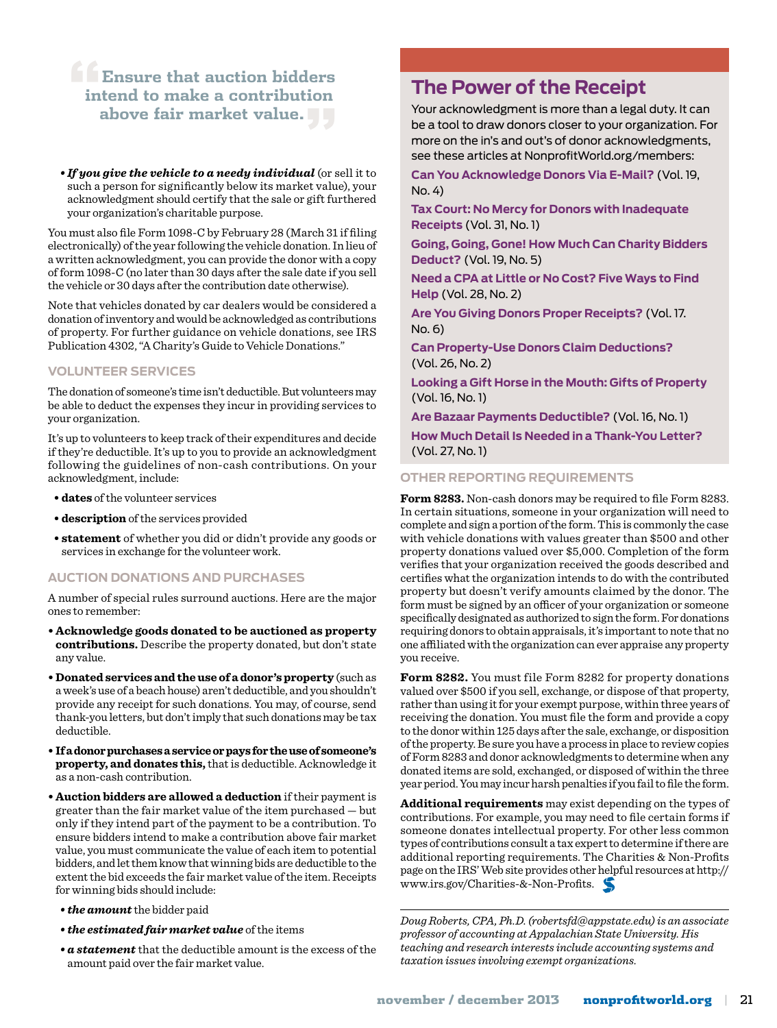> **Ensure that auction bidders intend to make a contribution above fair market value.**

- ***If you give the vehicle to a needy individual*** (or sell it to such a person for significantly below its market value), your acknowledgment should certify that the sale or gift furthered your organization's charitable purpose.

You must also file Form 1098-C by February 28 (March 31 if filing electronically) of the year following the vehicle donation. In lieu of a written acknowledgment, you can provide the donor with a copy of form 1098-C (no later than 30 days after the sale date if you sell the vehicle or 30 days after the contribution date otherwise).

Note that vehicles donated by car dealers would be considered a donation of inventory and would be acknowledged as contributions of property. For further guidance on vehicle donations, see IRS Publication 4302, "A Charity's Guide to Vehicle Donations."

### VOLUNTEER SERVICES

The donation of someone's time isn't deductible. But volunteers may be able to deduct the expenses they incur in providing services to your organization.

It's up to volunteers to keep track of their expenditures and decide if they're deductible. It's up to you to provide an acknowledgment following the guidelines of non-cash contributions. On your acknowledgment, include:

- **dates** of the volunteer services
- **description** of the services provided
- **statement** of whether you did or didn't provide any goods or services in exchange for the volunteer work.

### AUCTION DONATIONS AND PURCHASES

A number of special rules surround auctions. Here are the major ones to remember:

- **Acknowledge goods donated to be auctioned as property contributions.** Describe the property donated, but don't state any value.
- **Donated services and the use of a donor's property** (such as a week's use of a beach house) aren't deductible, and you shouldn't provide any receipt for such donations. You may, of course, send thank-you letters, but don't imply that such donations may be tax deductible.
- **If a donor purchases a service or pays for the use of someone's property, and donates this,** that is deductible. Acknowledge it as a non-cash contribution.
- **Auction bidders are allowed a deduction** if their payment is greater than the fair market value of the item purchased — but only if they intend part of the payment to be a contribution. To ensure bidders intend to make a contribution above fair market value, you must communicate the value of each item to potential bidders, and let them know that winning bids are deductible to the extent the bid exceeds the fair market value of the item. Receipts for winning bids should include:
  - ***the amount*** the bidder paid
  - ***the estimated fair market value*** of the items
  - ***a statement*** that the deductible amount is the excess of the amount paid over the fair market value.

## The Power of the Receipt

Your acknowledgment is more than a legal duty. It can be a tool to draw donors closer to your organization. For more on the in's and out's of donor acknowledgments, see these articles at NonprofitWorld.org/members:

**Can You Acknowledge Donors Via E-Mail?** (Vol. 19, No. 4)

**Tax Court: No Mercy for Donors with Inadequate Receipts** (Vol. 31, No. 1)

**Going, Going, Gone! How Much Can Charity Bidders Deduct?** (Vol. 19, No. 5)

**Need a CPA at Little or No Cost? Five Ways to Find Help** (Vol. 28, No. 2)

**Are You Giving Donors Proper Receipts?** (Vol. 17. No. 6)

**Can Property-Use Donors Claim Deductions?** (Vol. 26, No. 2)

**Looking a Gift Horse in the Mouth: Gifts of Property** (Vol. 16, No. 1)

**Are Bazaar Payments Deductible?** (Vol. 16, No. 1)

**How Much Detail Is Needed in a Thank-You Letter?** (Vol. 27, No. 1)

### OTHER REPORTING REQUIREMENTS

**Form 8283.** Non-cash donors may be required to file Form 8283. In certain situations, someone in your organization will need to complete and sign a portion of the form. This is commonly the case with vehicle donations with values greater than $500 and other property donations valued over $5,000. Completion of the form verifies that your organization received the goods described and certifies what the organization intends to do with the contributed property but doesn't verify amounts claimed by the donor. The form must be signed by an officer of your organization or someone specifically designated as authorized to sign the form. For donations requiring donors to obtain appraisals, it's important to note that no one affiliated with the organization can ever appraise any property you receive.

**Form 8282.** You must file Form 8282 for property donations valued over $500 if you sell, exchange, or dispose of that property, rather than using it for your exempt purpose, within three years of receiving the donation. You must file the form and provide a copy to the donor within 125 days after the sale, exchange, or disposition of the property. Be sure you have a process in place to review copies of Form 8283 and donor acknowledgments to determine when any donated items are sold, exchanged, or disposed of within the three year period. You may incur harsh penalties if you fail to file the form.

**Additional requirements** may exist depending on the types of contributions. For example, you may need to file certain forms if someone donates intellectual property. For other less common types of contributions consult a tax expert to determine if there are additional reporting requirements. The Charities & Non-Profits page on the IRS' Web site provides other helpful resources at http://www.irs.gov/Charities-&-Non-Profits.

---

*Doug Roberts, CPA, Ph.D. (robertsfd@appstate.edu) is an associate professor of accounting at Appalachian State University. His teaching and research interests include accounting systems and taxation issues involving exempt organizations.*